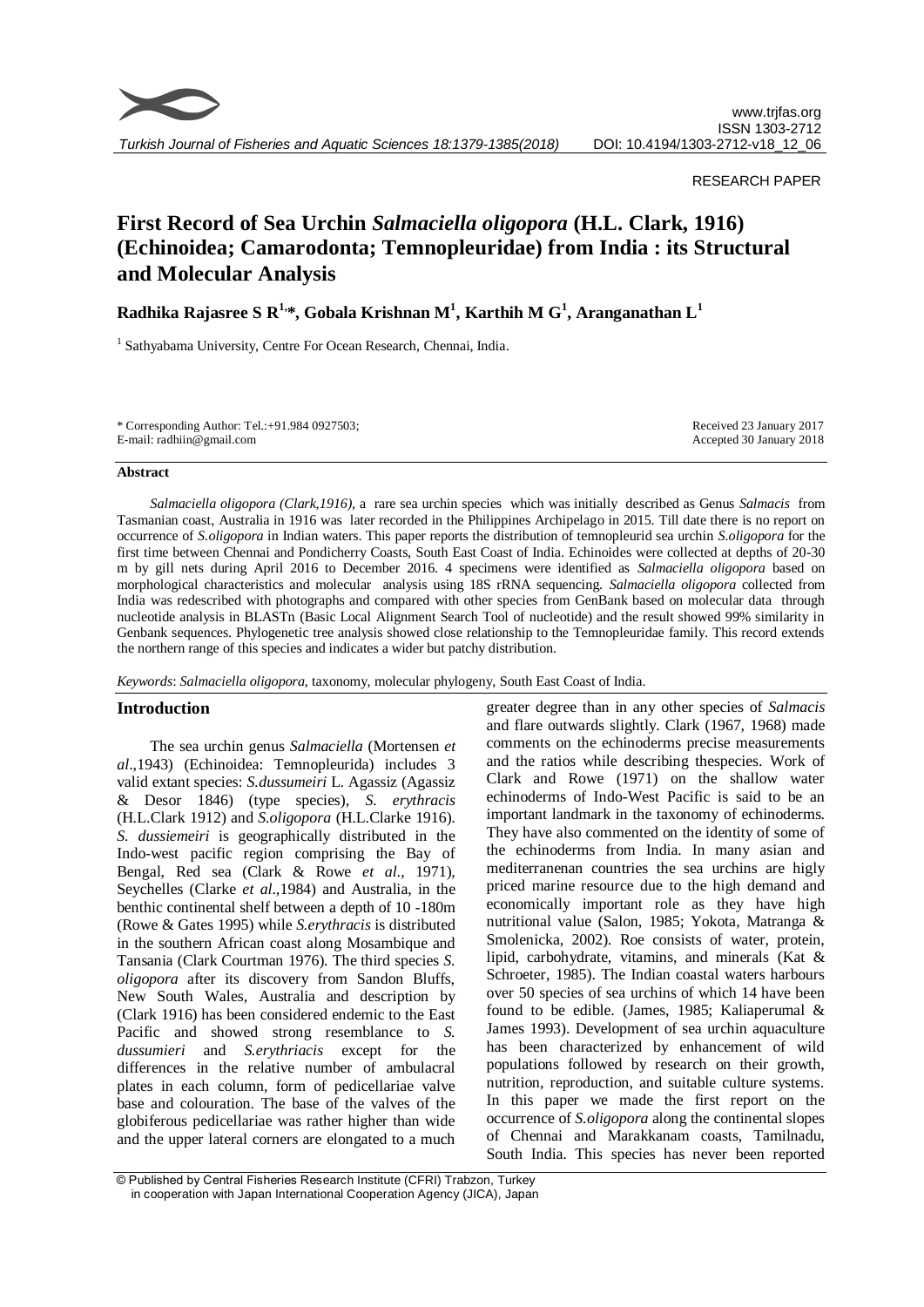RESEARCH PAPER

# First Record of Sea Urchin *Salmaciella oligopora* (H.L. Clark, 1916) (Echinoidea; Camarodonta; Temnopleuridae) from India : its Structural and Molecular Analysis

**Radhika Rajasree S R[1,*], Gobala Krishnan M[1], Karthih M G[1], Aranganathan L[1]**

[1] Sathyabama University, Centre For Ocean Research, Chennai, India.

\* Corresponding Author: Tel.:+91.984 0927503;
E-mail: radhiin@gmail.com

Received 23 January 2017
Accepted 30 January 2018

### Abstract

*Salmaciella oligopora (Clark,1916),* a rare sea urchin species which was initially described as Genus *Salmacis* from Tasmanian coast, Australia in 1916 was later recorded in the Philippines Archipelago in 2015. Till date there is no report on occurrence of *S.oligopora* in Indian waters. This paper reports the distribution of temnopleurid sea urchin *S.oligopora* for the first time between Chennai and Pondicherry Coasts, South East Coast of India. Echinoides were collected at depths of 20-30 m by gill nets during April 2016 to December 2016. 4 specimens were identified as *Salmaciella oligopora* based on morphological characteristics and molecular analysis using 18S rRNA sequencing. *Salmaciella oligopora* collected from India was redescribed with photographs and compared with other species from GenBank based on molecular data through nucleotide analysis in BLASTn (Basic Local Alignment Search Tool of nucleotide) and the result showed 99% similarity in Genbank sequences. Phylogenetic tree analysis showed close relationship to the Temnopleuridae family. This record extends the northern range of this species and indicates a wider but patchy distribution.

*Keywords*: *Salmaciella oligopora,* taxonomy, molecular phylogeny, South East Coast of India.

## Introduction

The sea urchin genus *Salmaciella* (Mortensen *et al*.,1943) (Echinoidea: Temnopleurida) includes 3 valid extant species: *S.dussumeiri* L. Agassiz (Agassiz & Desor 1846) (type species), *S. erythracis* (H.L.Clark 1912) and *S.oligopora* (H.L.Clarke 1916). *S. dussiemeiri* is geographically distributed in the Indo-west pacific region comprising the Bay of Bengal, Red sea (Clark & Rowe *et al*., 1971), Seychelles (Clarke *et al*.,1984) and Australia, in the benthic continental shelf between a depth of 10 -180m (Rowe & Gates 1995) while *S.erythracis* is distributed in the southern African coast along Mosambique and Tansania (Clark Courtman 1976). The third species *S. oligopora* after its discovery from Sandon Bluffs, New South Wales, Australia and description by (Clark 1916) has been considered endemic to the East Pacific and showed strong resemblance to *S. dussumieri* and *S.erythriacis* except for the differences in the relative number of ambulacral plates in each column, form of pedicellariae valve base and colouration. The base of the valves of the globiferous pedicellariae was rather higher than wide and the upper lateral corners are elongated to a much greater degree than in any other species of *Salmacis* and flare outwards slightly. Clark (1967, 1968) made comments on the echinoderms precise measurements and the ratios while describing thespecies. Work of Clark and Rowe (1971) on the shallow water echinoderms of Indo-West Pacific is said to be an important landmark in the taxonomy of echinoderms. They have also commented on the identity of some of the echinoderms from India. In many asian and mediterranenan countries the sea urchins are higly priced marine resource due to the high demand and economically important role as they have high nutritional value (Salon, 1985; Yokota, Matranga & Smolenicka, 2002). Roe consists of water, protein, lipid, carbohydrate, vitamins, and minerals (Kat & Schroeter, 1985). The Indian coastal waters harbours over 50 species of sea urchins of which 14 have been found to be edible. (James, 1985; Kaliaperumal & James 1993). Development of sea urchin aquaculture has been characterized by enhancement of wild populations followed by research on their growth, nutrition, reproduction, and suitable culture systems. In this paper we made the first report on the occurrence of *S.oligopora* along the continental slopes of Chennai and Marakkanam coasts, Tamilnadu, South India. This species has never been reported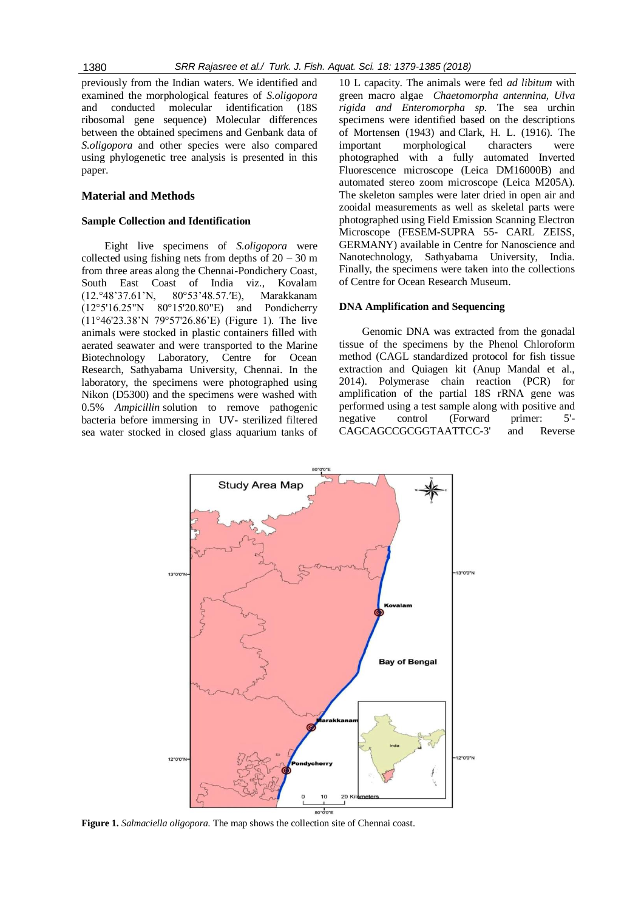previously from the Indian waters. We identified and examined the morphological features of *S.oligopora* and conducted molecular identification (18S ribosomal gene sequence) Molecular differences between the obtained specimens and Genbank data of *S.oligopora* and other species were also compared using phylogenetic tree analysis is presented in this paper.

## Material and Methods

### Sample Collection and Identification

Eight live specimens of *S.oligopora* were collected using fishing nets from depths of 20 – 30 m from three areas along the Chennai-Pondichery Coast, South East Coast of India viz., Kovalam (12.°48'37.61'N, 80°53'48.57.'E), Marakkanam (12°5'16.25"N 80°15'20.80"E) and Pondicherry (11°46'23.38'N 79°57'26.86'E) (Figure 1). The live animals were stocked in plastic containers filled with aerated seawater and were transported to the Marine Biotechnology Laboratory, Centre for Ocean Research, Sathyabama University, Chennai. In the laboratory, the specimens were photographed using Nikon (D5300) and the specimens were washed with 0.5% *Ampicillin* solution to remove pathogenic bacteria before immersing in UV- sterilized filtered sea water stocked in closed glass aquarium tanks of 10 L capacity. The animals were fed *ad libitum* with green macro algae *Chaetomorpha antennina, Ulva rigida and Enteromorpha sp*. The sea urchin specimens were identified based on the descriptions of Mortensen (1943) and Clark, H. L. (1916). The important morphological characters were photographed with a fully automated Inverted Fluorescence microscope (Leica DM16000B) and automated stereo zoom microscope (Leica M205A). The skeleton samples were later dried in open air and zooidal measurements as well as skeletal parts were photographed using Field Emission Scanning Electron Microscope (FESEM-SUPRA 55- CARL ZEISS, GERMANY) available in Centre for Nanoscience and Nanotechnology, Sathyabama University, India. Finally, the specimens were taken into the collections of Centre for Ocean Research Museum.

### DNA Amplification and Sequencing

Genomic DNA was extracted from the gonadal tissue of the specimens by the Phenol Chloroform method (CAGL standardized protocol for fish tissue extraction and Quiagen kit (Anup Mandal et al., 2014). Polymerase chain reaction (PCR) for amplification of the partial 18S rRNA gene was performed using a test sample along with positive and negative control (Forward primer: 5'-CAGCAGCCGCGGTAATTCC-3' and Reverse

**Figure 1.** *Salmaciella oligopora.* The map shows the collection site of Chennai coast.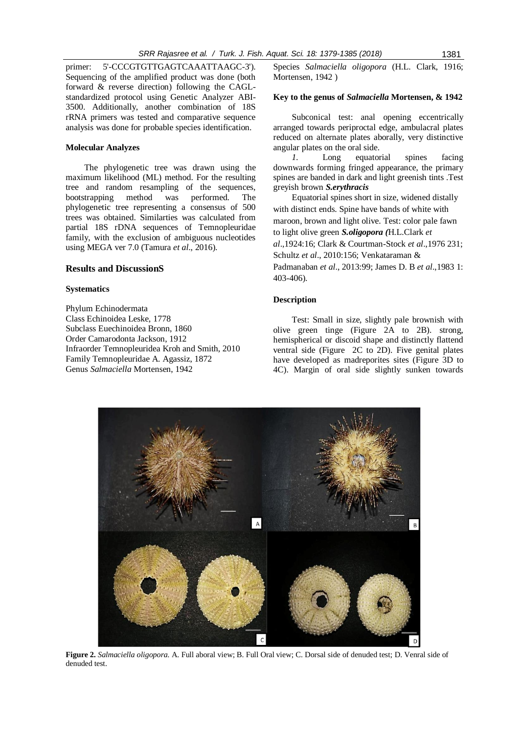primer: 5'-CCCGTGTTGAGTCAAATTAAGC-3'). Sequencing of the amplified product was done (both forward & reverse direction) following the CAGL-standardized protocol using Genetic Analyzer ABI-3500. Additionally, another combination of 18S rRNA primers was tested and comparative sequence analysis was done for probable species identification.

### Molecular Analyzes

The phylogenetic tree was drawn using the maximum likelihood (ML) method. For the resulting tree and random resampling of the sequences, bootstrapping method was performed. The phylogenetic tree representing a consensus of 500 trees was obtained. Similarties was calculated from partial 18S rDNA sequences of Temnopleuridae family, with the exclusion of ambiguous nucleotides using MEGA ver 7.0 (Tamura *et al*., 2016).

## Results and DiscussionS

### Systematics

Phylum Echinodermata
Class Echinoidea Leske, 1778
Subclass Euechinoidea Bronn, 1860
Order Camarodonta Jackson, 1912
Infraorder Temnopleuridea Kroh and Smith, 2010
Family Temnopleuridae A. Agassiz, 1872
Genus *Salmaciella* Mortensen, 1942
Species *Salmaciella oligopora* (H.L. Clark, 1916; Mortensen, 1942 )

### Key to the genus of *Salmaciella* Mortensen, & 1942

Subconical test: anal opening eccentrically arranged towards periproctal edge, ambulacral plates reduced on alternate plates aborally, very distinctive angular plates on the oral side.

*1.* Long equatorial spines facing downwards forming fringed appearance, the primary spines are banded in dark and light greenish tints .Test greyish brown ***S.erythracis***

Equatorial spines short in size, widened distally with distinct ends. Spine have bands of white with maroon, brown and light olive. Test: color pale fawn to light olive green ***S.oligopora (***H.L.Clark *et al*.,1924:16; Clark & Courtman-Stock *et al*.,1976 231; Schultz *et al*., 2010:156; Venkataraman & Padmanaban *et al*., 2013:99; James D. B *et al*.,1983 1: 403-406).

### Description

Test: Small in size, slightly pale brownish with olive green tinge (Figure 2A to 2B). strong, hemispherical or discoid shape and distinctly flattend ventral side (Figure 2C to 2D). Five genital plates have developed as madreporites sites (Figure 3D to 4C). Margin of oral side slightly sunken towards

**Figure 2.** *Salmaciella oligopora.* A. Full aboral view; B. Full Oral view; C. Dorsal side of denuded test; D. Venral side of denuded test.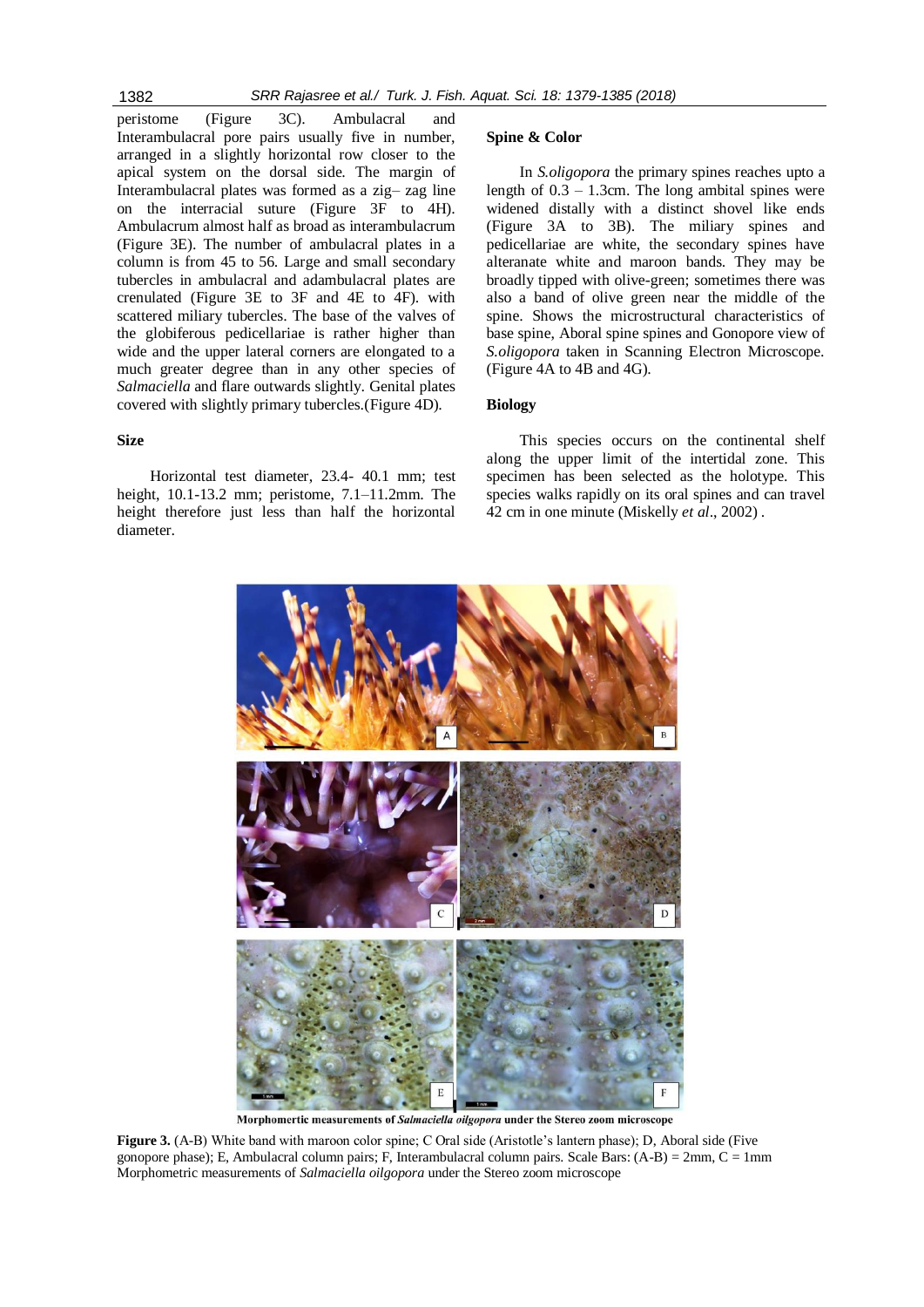peristome (Figure 3C). Ambulacral and Interambulacral pore pairs usually five in number, arranged in a slightly horizontal row closer to the apical system on the dorsal side. The margin of Interambulacral plates was formed as a zig– zag line on the interracial suture (Figure 3F to 4H). Ambulacrum almost half as broad as interambulacrum (Figure 3E). The number of ambulacral plates in a column is from 45 to 56. Large and small secondary tubercles in ambulacral and adambulacral plates are crenulated (Figure 3E to 3F and 4E to 4F). with scattered miliary tubercles. The base of the valves of the globiferous pedicellariae is rather higher than wide and the upper lateral corners are elongated to a much greater degree than in any other species of *Salmaciella* and flare outwards slightly. Genital plates covered with slightly primary tubercles.(Figure 4D).

### Size

Horizontal test diameter, 23.4- 40.1 mm; test height, 10.1-13.2 mm; peristome, 7.1–11.2mm. The height therefore just less than half the horizontal diameter.

### Spine & Color

In *S.oligopora* the primary spines reaches upto a length of 0.3 – 1.3cm. The long ambital spines were widened distally with a distinct shovel like ends (Figure 3A to 3B). The miliary spines and pedicellariae are white, the secondary spines have alteranate white and maroon bands. They may be broadly tipped with olive-green; sometimes there was also a band of olive green near the middle of the spine. Shows the microstructural characteristics of base spine, Aboral spine spines and Gonopore view of *S.oligopora* taken in Scanning Electron Microscope. (Figure 4A to 4B and 4G).

### Biology

This species occurs on the continental shelf along the upper limit of the intertidal zone. This specimen has been selected as the holotype. This species walks rapidly on its oral spines and can travel 42 cm in one minute (Miskelly *et al*., 2002) .

**Morphomertic measurements of *Salmaciella oilgopora* under the Stereo zoom microscope**

**Figure 3.** (A-B) White band with maroon color spine; C Oral side (Aristotle's lantern phase); D, Aboral side (Five gonopore phase); E, Ambulacral column pairs; F, Interambulacral column pairs. Scale Bars: (A-B) = 2mm, C = 1mm Morphometric measurements of *Salmaciella oilgopora* under the Stereo zoom microscope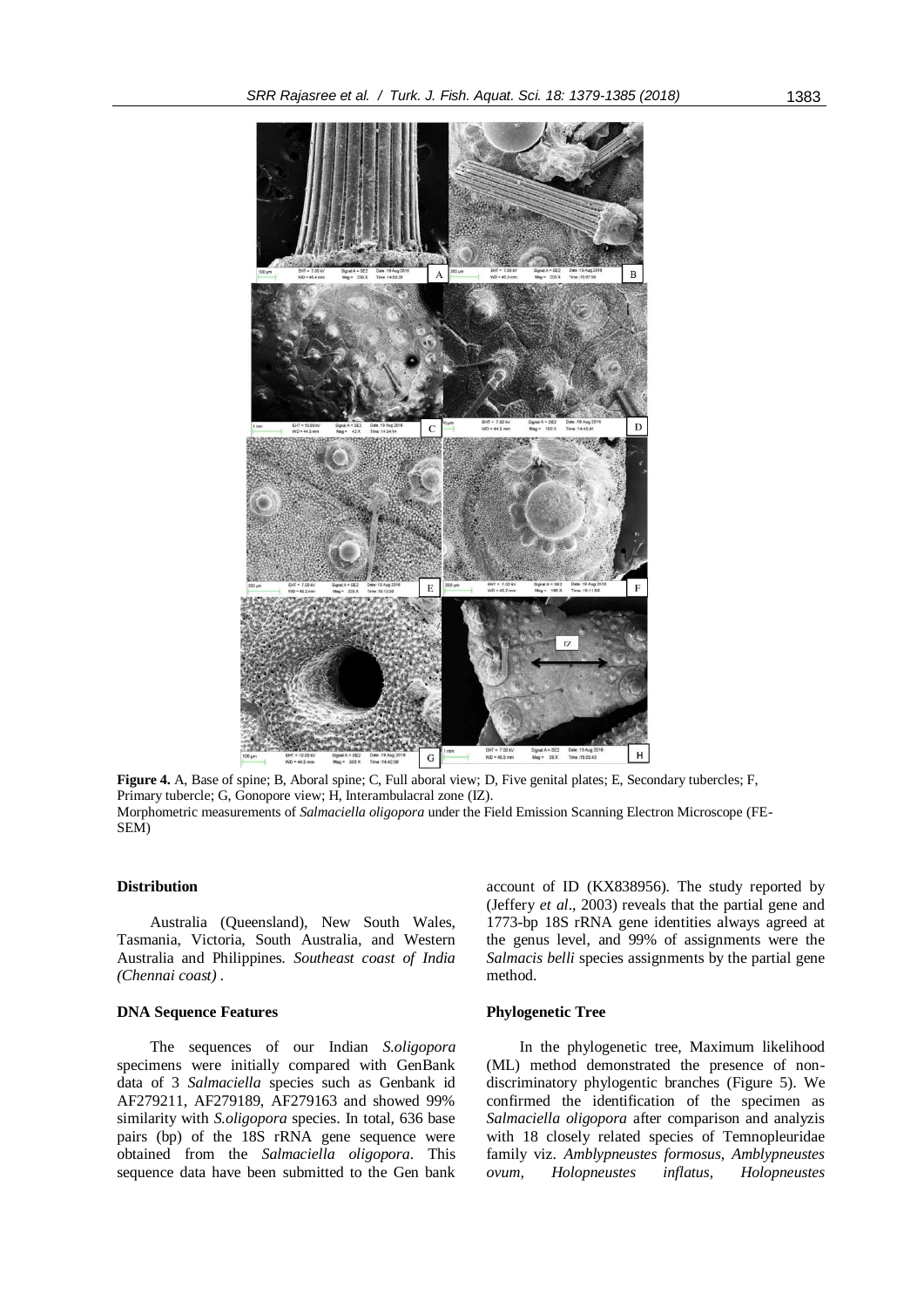**Figure 4.** A, Base of spine; B, Aboral spine; C, Full aboral view; D, Five genital plates; E, Secondary tubercles; F, Primary tubercle; G, Gonopore view; H, Interambulacral zone (IZ).
Morphometric measurements of *Salmaciella oligopora* under the Field Emission Scanning Electron Microscope (FE-SEM)

#### Distribution

Australia (Queensland), New South Wales, Tasmania, Victoria, South Australia, and Western Australia and Philippines. *Southeast coast of India (Chennai coast)* .

#### DNA Sequence Features

The sequences of our Indian *S.oligopora* specimens were initially compared with GenBank data of 3 *Salmaciella* species such as Genbank id AF279211, AF279189, AF279163 and showed 99% similarity with *S.oligopora* species. In total, 636 base pairs (bp) of the 18S rRNA gene sequence were obtained from the *Salmaciella oligopora*. This sequence data have been submitted to the Gen bank account of ID (KX838956). The study reported by (Jeffery *et al*., 2003) reveals that the partial gene and 1773-bp 18S rRNA gene identities always agreed at the genus level, and 99% of assignments were the *Salmacis belli* species assignments by the partial gene method.

#### Phylogenetic Tree

In the phylogenetic tree, Maximum likelihood (ML) method demonstrated the presence of non-discriminatory phylogentic branches (Figure 5). We confirmed the identification of the specimen as *Salmaciella oligopora* after comparison and analyzis with 18 closely related species of Temnopleuridae family viz. *Amblypneustes formosus, Amblypneustes ovum, Holopneustes inflatus, Holopneustes*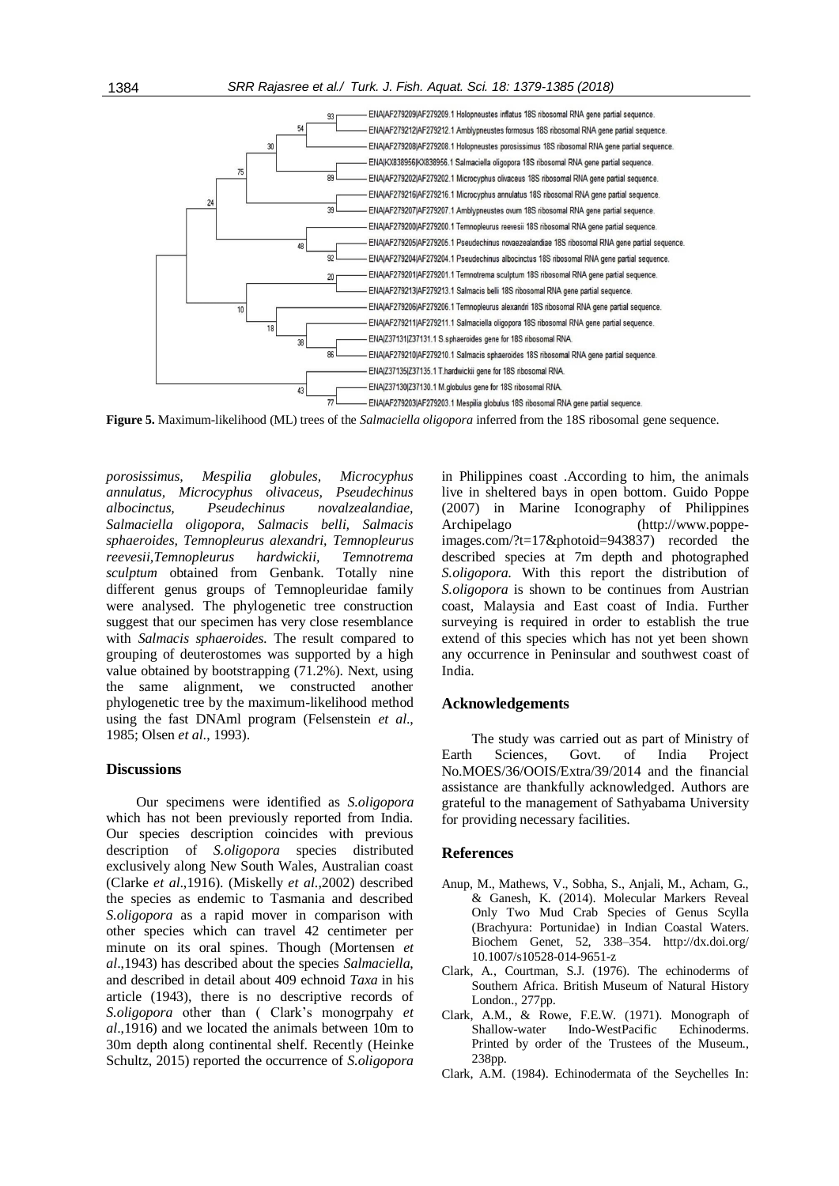**Figure 5.** Maximum-likelihood (ML) trees of the *Salmaciella oligopora* inferred from the 18S ribosomal gene sequence.

*porosissimus, Mespilia globules, Microcyphus annulatus, Microcyphus olivaceus, Pseudechinus albocinctus, Pseudechinus novalzealandiae, Salmaciella oligopora, Salmacis belli, Salmacis sphaeroides, Temnopleurus alexandri, Temnopleurus reevesii,Temnopleurus hardwickii, Temnotrema sculptum* obtained from Genbank. Totally nine different genus groups of Temnopleuridae family were analysed. The phylogenetic tree construction suggest that our specimen has very close resemblance with *Salmacis sphaeroides.* The result compared to grouping of deuterostomes was supported by a high value obtained by bootstrapping (71.2%). Next, using the same alignment, we constructed another phylogenetic tree by the maximum-likelihood method using the fast DNAml program (Felsenstein *et al*., 1985; Olsen *et al*., 1993).

## Discussions

Our specimens were identified as *S.oligopora* which has not been previously reported from India. Our species description coincides with previous description of *S.oligopora* species distributed exclusively along New South Wales, Australian coast (Clarke *et al*.,1916). (Miskelly *et al*.,2002) described the species as endemic to Tasmania and described *S.oligopora* as a rapid mover in comparison with other species which can travel 42 centimeter per minute on its oral spines. Though (Mortensen *et al*.,1943) has described about the species *Salmaciella,* and described in detail about 409 echnoid *Taxa* in his article (1943), there is no descriptive records of *S.oligopora* other than ( Clark's monogrpahy *et al*.,1916) and we located the animals between 10m to 30m depth along continental shelf. Recently (Heinke Schultz, 2015) reported the occurrence of *S.oligopora* in Philippines coast .According to him, the animals live in sheltered bays in open bottom. Guido Poppe (2007) in Marine Iconography of Philippines Archipelago (http://www.poppe-images.com/?t=17&photoid=943837) recorded the described species at 7m depth and photographed *S.oligopora.* With this report the distribution of *S.oligopora* is shown to be continues from Austrian coast, Malaysia and East coast of India. Further surveying is required in order to establish the true extend of this species which has not yet been shown any occurrence in Peninsular and southwest coast of India.

## Acknowledgements

The study was carried out as part of Ministry of Earth Sciences, Govt. of India Project No.MOES/36/OOIS/Extra/39/2014 and the financial assistance are thankfully acknowledged. Authors are grateful to the management of Sathyabama University for providing necessary facilities.

## References

- Anup, M., Mathews, V., Sobha, S., Anjali, M., Acham, G., & Ganesh, K. (2014). Molecular Markers Reveal Only Two Mud Crab Species of Genus Scylla (Brachyura: Portunidae) in Indian Coastal Waters. Biochem Genet, 52, 338–354. http://dx.doi.org/10.1007/s10528-014-9651-z
- Clark, A., Courtman, S.J. (1976). The echinoderms of Southern Africa. British Museum of Natural History London., 277pp.
- Clark, A.M., & Rowe, F.E.W. (1971). Monograph of Shallow-water Indo-WestPacific Echinoderms. Printed by order of the Trustees of the Museum., 238pp.
- Clark, A.M. (1984). Echinodermata of the Seychelles In: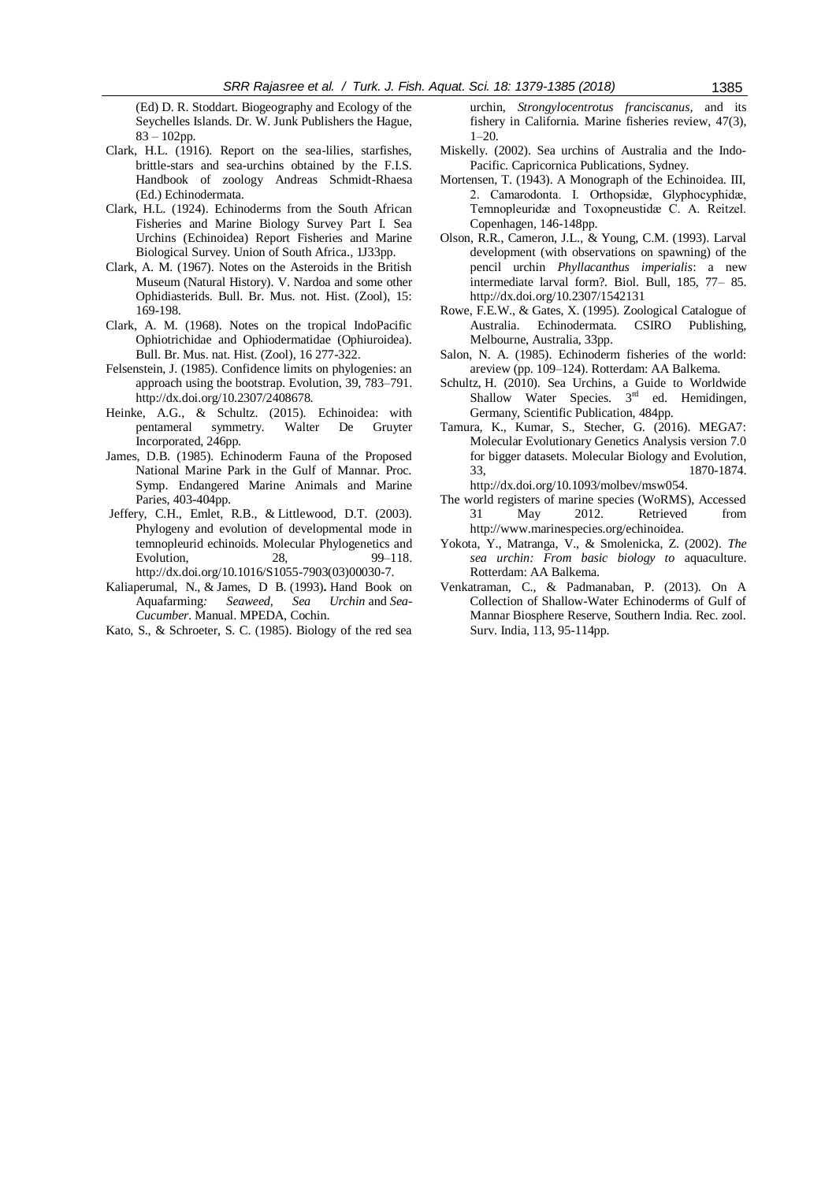(Ed) D. R. Stoddart. Biogeography and Ecology of the Seychelles Islands. Dr. W. Junk Publishers the Hague, 83 – 102pp.

Clark, H.L. (1916). Report on the sea-lilies, starfishes, brittle-stars and sea-urchins obtained by the F.I.S. Handbook of zoology Andreas Schmidt-Rhaesa (Ed.) Echinodermata.

Clark, H.L. (1924). Echinoderms from the South African Fisheries and Marine Biology Survey Part I. Sea Urchins (Echinoidea) Report Fisheries and Marine Biological Survey. Union of South Africa., 1J33pp.

Clark, A. M. (1967). Notes on the Asteroids in the British Museum (Natural History). V. Nardoa and some other Ophidiasterids. Bull. Br. Mus. not. Hist. (Zool), 15: 169-198.

Clark, A. M. (1968). Notes on the tropical IndoPacific Ophiotrichidae and Ophiodermatidae (Ophiuroidea). Bull. Br. Mus. nat. Hist. (Zool), 16 277-322.

Felsenstein, J. (1985). Confidence limits on phylogenies: an approach using the bootstrap. Evolution, 39, 783–791. http://dx.doi.org/10.2307/2408678.

Heinke, A.G., & Schultz. (2015). Echinoidea: with pentameral symmetry. Walter De Gruyter Incorporated, 246pp.

James, D.B. (1985). Echinoderm Fauna of the Proposed National Marine Park in the Gulf of Mannar. Proc. Symp. Endangered Marine Animals and Marine Paries, 403-404pp.

Jeffery, C.H., Emlet, R.B., & Littlewood, D.T. (2003). Phylogeny and evolution of developmental mode in temnopleurid echinoids. Molecular Phylogenetics and Evolution, 28, 99–118. http://dx.doi.org/10.1016/S1055-7903(03)00030-7.

Kaliaperumal, N., & James, D B. (1993). Hand Book on Aquafarming*: Seaweed, Sea Urchin* and *Sea-Cucumber*. Manual. MPEDA, Cochin.

Kato, S., & Schroeter, S. C. (1985). Biology of the red sea urchin, *Strongylocentrotus franciscanus*, and its fishery in California. Marine fisheries review, 47(3), 1–20.

Miskelly. (2002). Sea urchins of Australia and the Indo-Pacific. Capricornica Publications, Sydney.

Mortensen, T. (1943). A Monograph of the Echinoidea. III, 2. Camarodonta. I. Orthopsidæ, Glyphocyphidæ, Temnopleuridæ and Toxopneustidæ C. A. Reitzel. Copenhagen, 146-148pp.

Olson, R.R., Cameron, J.L., & Young, C.M. (1993). Larval development (with observations on spawning) of the pencil urchin *Phyllacanthus imperialis*: a new intermediate larval form?. Biol. Bull, 185, 77– 85. http://dx.doi.org/10.2307/1542131

Rowe, F.E.W., & Gates, X. (1995). Zoological Catalogue of Australia. Echinodermata. CSIRO Publishing, Melbourne, Australia, 33pp.

Salon, N. A. (1985). Echinoderm fisheries of the world: areview (pp. 109–124). Rotterdam: AA Balkema.

Schultz, H. (2010). Sea Urchins, a Guide to Worldwide Shallow Water Species. 3rd ed. Hemidingen, Germany, Scientific Publication, 484pp.

Tamura, K., Kumar, S., Stecher, G. (2016). MEGA7: Molecular Evolutionary Genetics Analysis version 7.0 for bigger datasets. Molecular Biology and Evolution, 33, 1870-1874. http://dx.doi.org/10.1093/molbev/msw054.

The world registers of marine species (WoRMS), Accessed 31 May 2012. Retrieved from http://www.marinespecies.org/echinoidea.

Yokota, Y., Matranga, V., & Smolenicka, Z. (2002). *The sea urchin: From basic biology to* aquaculture. Rotterdam: AA Balkema.

Venkatraman, C., & Padmanaban, P. (2013). On A Collection of Shallow-Water Echinoderms of Gulf of Mannar Biosphere Reserve, Southern India. Rec. zool. Surv. India, 113, 95-114pp.